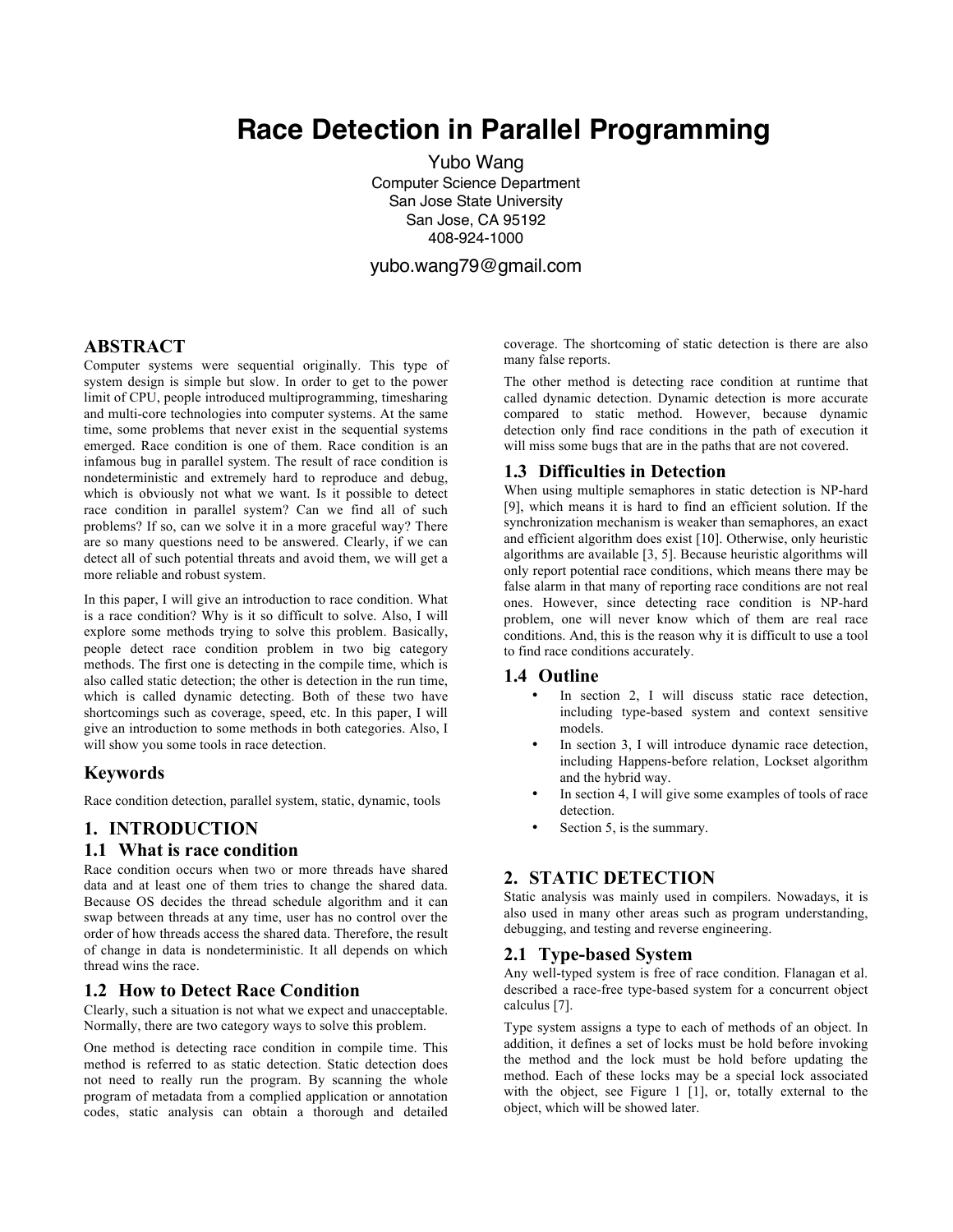# Race Detection in Parallel Programming

Yubo Wang
Computer Science Department
San Jose State University
San Jose, CA 95192
408-924-1000

yubo.wang79@gmail.com

## ABSTRACT

Computer systems were sequential originally. This type of system design is simple but slow. In order to get to the power limit of CPU, people introduced multiprogramming, timesharing and multi-core technologies into computer systems. At the same time, some problems that never exist in the sequential systems emerged. Race condition is one of them. Race condition is an infamous bug in parallel system. The result of race condition is nondeterministic and extremely hard to reproduce and debug, which is obviously not what we want. Is it possible to detect race condition in parallel system? Can we find all of such problems? If so, can we solve it in a more graceful way? There are so many questions need to be answered. Clearly, if we can detect all of such potential threats and avoid them, we will get a more reliable and robust system.

In this paper, I will give an introduction to race condition. What is a race condition? Why is it so difficult to solve. Also, I will explore some methods trying to solve this problem. Basically, people detect race condition problem in two big category methods. The first one is detecting in the compile time, which is also called static detection; the other is detection in the run time, which is called dynamic detecting. Both of these two have shortcomings such as coverage, speed, etc. In this paper, I will give an introduction to some methods in both categories. Also, I will show you some tools in race detection.

## Keywords

Race condition detection, parallel system, static, dynamic, tools

## 1. INTRODUCTION

### 1.1 What is race condition

Race condition occurs when two or more threads have shared data and at least one of them tries to change the shared data. Because OS decides the thread schedule algorithm and it can swap between threads at any time, user has no control over the order of how threads access the shared data. Therefore, the result of change in data is nondeterministic. It all depends on which thread wins the race.

### 1.2 How to Detect Race Condition

Clearly, such a situation is not what we expect and unacceptable. Normally, there are two category ways to solve this problem.

One method is detecting race condition in compile time. This method is referred to as static detection. Static detection does not need to really run the program. By scanning the whole program of metadata from a complied application or annotation codes, static analysis can obtain a thorough and detailed coverage. The shortcoming of static detection is there are also many false reports.

The other method is detecting race condition at runtime that called dynamic detection. Dynamic detection is more accurate compared to static method. However, because dynamic detection only find race conditions in the path of execution it will miss some bugs that are in the paths that are not covered.

### 1.3 Difficulties in Detection

When using multiple semaphores in static detection is NP-hard [9], which means it is hard to find an efficient solution. If the synchronization mechanism is weaker than semaphores, an exact and efficient algorithm does exist [10]. Otherwise, only heuristic algorithms are available [3, 5]. Because heuristic algorithms will only report potential race conditions, which means there may be false alarm in that many of reporting race conditions are not real ones. However, since detecting race condition is NP-hard problem, one will never know which of them are real race conditions. And, this is the reason why it is difficult to use a tool to find race conditions accurately.

### 1.4 Outline

- In section 2, I will discuss static race detection, including type-based system and context sensitive models.
- In section 3, I will introduce dynamic race detection, including Happens-before relation, Lockset algorithm and the hybrid way.
- In section 4, I will give some examples of tools of race detection.
- Section 5, is the summary.

## 2. STATIC DETECTION

Static analysis was mainly used in compilers. Nowadays, it is also used in many other areas such as program understanding, debugging, and testing and reverse engineering.

### 2.1 Type-based System

Any well-typed system is free of race condition. Flanagan et al. described a race-free type-based system for a concurrent object calculus [7].

Type system assigns a type to each of methods of an object. In addition, it defines a set of locks must be hold before invoking the method and the lock must be hold before updating the method. Each of these locks may be a special lock associated with the object, see Figure 1 [1], or, totally external to the object, which will be showed later.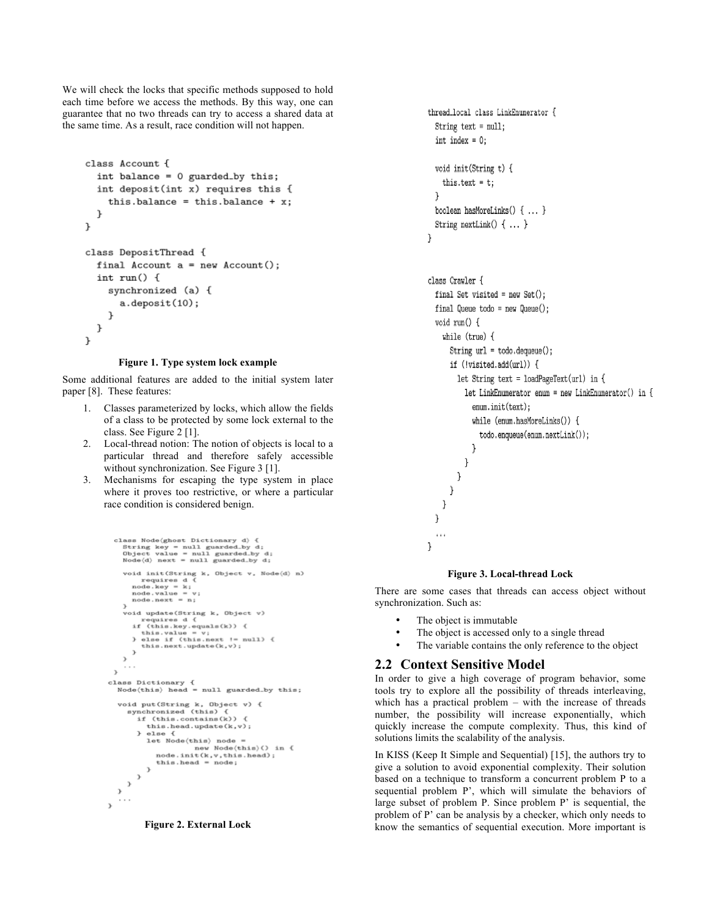We will check the locks that specific methods supposed to hold each time before we access the methods. By this way, one can guarantee that no two threads can try to access a shared data at the same time. As a result, race condition will not happen.

```
class Account {
  int balance = 0 guarded_by this;
  int deposit(int x) requires this {
    this.balance = this.balance + x;
  }
}

class DepositThread {
  final Account a = new Account();
  int run() {
    synchronized (a) {
      a.deposit(10);
    }
  }
}
```

**Figure 1. Type system lock example**

Some additional features are added to the initial system later paper [8]. These features:

1. Classes parameterized by locks, which allow the fields of a class to be protected by some lock external to the class. See Figure 2 [1].
2. Local-thread notion: The notion of objects is local to a particular thread and therefore safely accessible without synchronization. See Figure 3 [1].
3. Mechanisms for escaping the type system in place where it proves too restrictive, or where a particular race condition is considered benign.

```
class Node<ghost Dictionary d> {
  String key = null guarded_by d;
  Object value = null guarded_by d;
  Node<d> next = null guarded_by d;

  void init(String k, Object v, Node<d> n)
      requires d {
    node.key = k;
    node.value = v;
    node.next = n;
  }
  void update(String k, Object v)
      requires d {
    if (this.key.equals(k)) {
      this.value = v;
    } else if (this.next != null) {
      this.next.update(k,v);
    }
  }
  ...
}
class Dictionary {
  Node<this> head = null guarded_by this;

  void put(String k, Object v) {
    synchronized (this) {
      if (this.contains(k)) {
        this.head.update(k,v);
      } else {
        let Node<this> node =
              new Node<this>() in {
          node.init(k,v,this.head);
          this.head = node;
        }
      }
    }
  }
  ...
}
```

**Figure 2. External Lock**

```
thread_local class LinkEnumerator {
  String text = null;
  int index = 0;

  void init(String t) {
    this.text = t;
  }
  boolean hasMoreLinks() { ... }
  String nextLink() { ... }
}


class Crawler {
  final Set visited = new Set();
  final Queue todo = new Queue();
  void run() {
    while (true) {
      String url = todo.dequeue();
      if (!visited.add(url)) {
        let String text = loadPageText(url) in {
          let LinkEnumerator enum = new LinkEnumerator() in {
            enum.init(text);
            while (enum.hasMoreLinks()) {
              todo.enqueue(enum.nextLink());
            }
          }
        }
      }
    }
  }
  ...
}
```

**Figure 3. Local-thread Lock**

There are some cases that threads can access object without synchronization. Such as:

- The object is immutable
- The object is accessed only to a single thread
- The variable contains the only reference to the object

## 2.2 Context Sensitive Model

In order to give a high coverage of program behavior, some tools try to explore all the possibility of threads interleaving, which has a practical problem – with the increase of threads number, the possibility will increase exponentially, which quickly increase the compute complexity. Thus, this kind of solutions limits the scalability of the analysis.

In KISS (Keep It Simple and Sequential) [15], the authors try to give a solution to avoid exponential complexity. Their solution based on a technique to transform a concurrent problem P to a sequential problem P', which will simulate the behaviors of large subset of problem P. Since problem P' is sequential, the problem of P' can be analysis by a checker, which only needs to know the semantics of sequential execution. More important is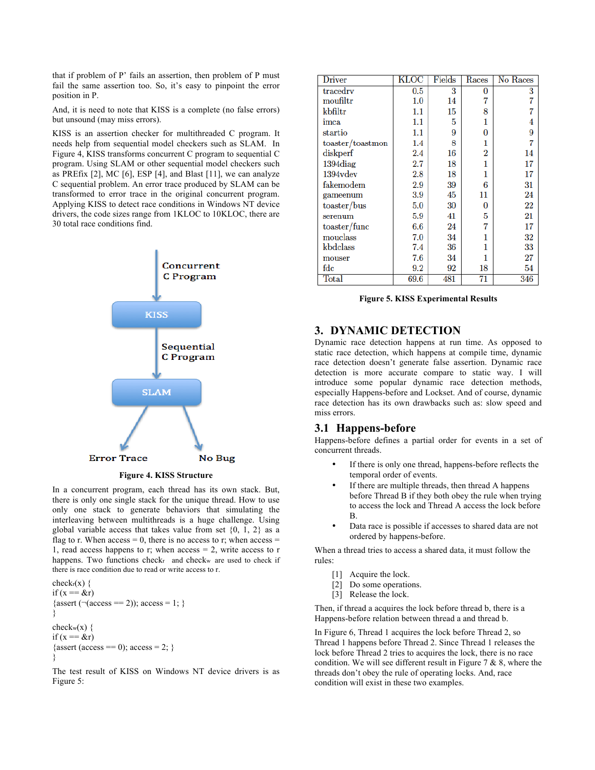that if problem of P' fails an assertion, then problem of P must fail the same assertion too. So, it's easy to pinpoint the error position in P.

And, it is need to note that KISS is a complete (no false errors) but unsound (may miss errors).

KISS is an assertion checker for multithreaded C program. It needs help from sequential model checkers such as SLAM. In Figure 4, KISS transforms concurrent C program to sequential C program. Using SLAM or other sequential model checkers such as PREfix [2], MC [6], ESP [4], and Blast [11], we can analyze C sequential problem. An error trace produced by SLAM can be transformed to error trace in the original concurrent program. Applying KISS to detect race conditions in Windows NT device drivers, the code sizes range from 1KLOC to 10KLOC, there are 30 total race conditions find.

Concurrent C Program

KISS

Sequential C Program

SLAM

Error Trace

No Bug

**Figure 4. KISS Structure**

In a concurrent program, each thread has its own stack. But, there is only one single stack for the unique thread. How to use only one stack to generate behaviors that simulating the interleaving between multithreads is a huge challenge. Using global variable access that takes value from set {0, 1, 2} as a flag to r. When access = 0, there is no access to r; when access = 1, read access happens to r; when access = 2, write access to r happens. Two functions $check_r$ and $check_w$ are used to check if there is race condition due to read or write access to r.

```
checkr(x) {
if (x == &r)
{assert (¬(access == 2)); access = 1; }
}

checkw(x) {
if (x == &r)
{assert (access == 0); access = 2; }
}
```

The test result of KISS on Windows NT device drivers is as Figure 5:

| Driver | KLOC | Fields | Races | No Races |
|---|---|---|---|---|
| tracedrv | 0.5 | 3 | 0 | 3 |
| moufiltr | 1.0 | 14 | 7 | 7 |
| kbfiltr | 1.1 | 15 | 8 | 7 |
| imca | 1.1 | 5 | 1 | 4 |
| startio | 1.1 | 9 | 0 | 9 |
| toaster/toastmon | 1.4 | 8 | 1 | 7 |
| diskperf | 2.4 | 16 | 2 | 14 |
| 1394diag | 2.7 | 18 | 1 | 17 |
| 1394vdev | 2.8 | 18 | 1 | 17 |
| fakemodem | 2.9 | 39 | 6 | 31 |
| gameenum | 3.9 | 45 | 11 | 24 |
| toaster/bus | 5.0 | 30 | 0 | 22 |
| serenum | 5.9 | 41 | 5 | 21 |
| toaster/func | 6.6 | 24 | 7 | 17 |
| mouclass | 7.0 | 34 | 1 | 32 |
| kbdclass | 7.4 | 36 | 1 | 33 |
| mouser | 7.6 | 34 | 1 | 27 |
| fdc | 9.2 | 92 | 18 | 54 |
| Total | 69.6 | 481 | 71 | 346 |

**Figure 5. KISS Experimental Results**

## 3. DYNAMIC DETECTION

Dynamic race detection happens at run time. As opposed to static race detection, which happens at compile time, dynamic race detection doesn't generate false assertion. Dynamic race detection is more accurate compare to static way. I will introduce some popular dynamic race detection methods, especially Happens-before and Lockset. And of course, dynamic race detection has its own drawbacks such as: slow speed and miss errors.

### 3.1 Happens-before

Happens-before defines a partial order for events in a set of concurrent threads.

- If there is only one thread, happens-before reflects the temporal order of events.
- If there are multiple threads, then thread A happens before Thread B if they both obey the rule when trying to access the lock and Thread A access the lock before B.
- Data race is possible if accesses to shared data are not ordered by happens-before.

When a thread tries to access a shared data, it must follow the rules:

[1] Acquire the lock.
[2] Do some operations.
[3] Release the lock.

Then, if thread a acquires the lock before thread b, there is a Happens-before relation between thread a and thread b.

In Figure 6, Thread 1 acquires the lock before Thread 2, so Thread 1 happens before Thread 2. Since Thread 1 releases the lock before Thread 2 tries to acquires the lock, there is no race condition. We will see different result in Figure 7 & 8, where the threads don't obey the rule of operating locks. And, race condition will exist in these two examples.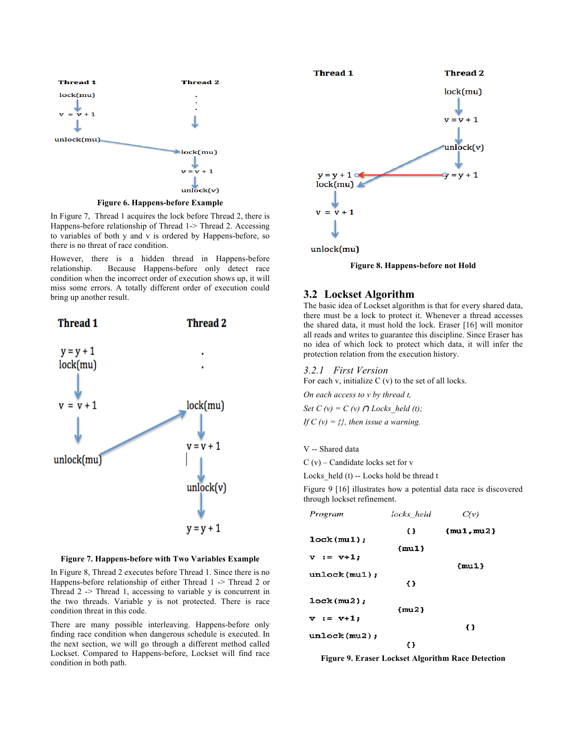Figure 6. Happens-before Example

In Figure 7, Thread 1 acquires the lock before Thread 2, there is Happens-before relationship of Thread 1-> Thread 2. Accessing to variables of both y and v is ordered by Happens-before, so there is no threat of race condition.

However, there is a hidden thread in Happens-before relationship. Because Happens-before only detect race condition when the incorrect order of execution shows up, it will miss some errors. A totally different order of execution could bring up another result.

Figure 7. Happens-before with Two Variables Example

In Figure 8, Thread 2 executes before Thread 1. Since there is no Happens-before relationship of either Thread 1 -> Thread 2 or Thread 2 -> Thread 1, accessing to variable y is concurrent in the two threads. Variable y is not protected. There is race condition threat in this code.

There are many possible interleaving. Happens-before only finding race condition when dangerous schedule is executed. In the next section, we will go through a different method called Lockset. Compared to Happens-before, Lockset will find race condition in both path.

Figure 8. Happens-before not Hold

## 3.2 Lockset Algorithm

The basic idea of Lockset algorithm is that for every shared data, there must be a lock to protect it. Whenever a thread accesses the shared data, it must hold the lock. Eraser [16] will monitor all reads and writes to guarantee this discipline. Since Eraser has no idea of which lock to protect which data, it will infer the protection relation from the execution history.

### 3.2.1 First Version

For each v, initialize C (v) to the set of all locks.

*On each access to v by thread t,*

*Set C (v) = C (v) ∩ Locks_held (t);*

*If C (v) = {}, then issue a warning.*

V -- Shared data

C (v) – Candidate locks set for v

Locks_held (t) -- Locks hold be thread t

Figure 9 [16] illustrates how a potential data race is discovered through lockset refinement.

| *Program* | *locks_held* | *C(v)* |
|---|---|---|
| | {} | {mu1,mu2} |
| lock(mu1); | | |
| | {mu1} | |
| v := v+1; | | |
| | | {mu1} |
| unlock(mu1); | | |
| | {} | |
| lock(mu2); | | |
| | {mu2} | |
| v := v+1; | | |
| | | {} |
| unlock(mu2); | | |
| | {} | |

Figure 9. Eraser Lockset Algorithm Race Detection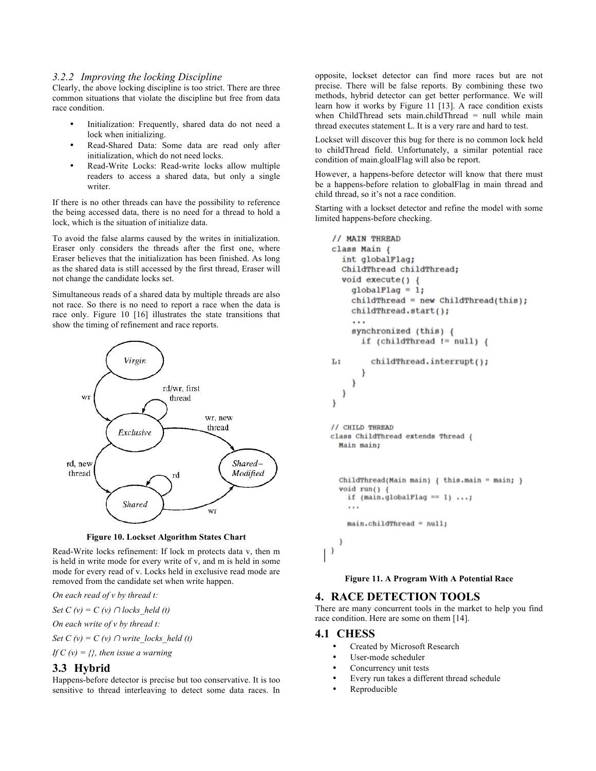### 3.2.2 Improving the locking Discipline

Clearly, the above locking discipline is too strict. There are three common situations that violate the discipline but free from data race condition.

- Initialization: Frequently, shared data do not need a lock when initializing.
- Read-Shared Data: Some data are read only after initialization, which do not need locks.
- Read-Write Locks: Read-write locks allow multiple readers to access a shared data, but only a single writer.

If there is no other threads can have the possibility to reference the being accessed data, there is no need for a thread to hold a lock, which is the situation of initialize data.

To avoid the false alarms caused by the writes in initialization. Eraser only considers the threads after the first one, where Eraser believes that the initialization has been finished. As long as the shared data is still accessed by the first thread, Eraser will not change the candidate locks set.

Simultaneous reads of a shared data by multiple threads are also not race. So there is no need to report a race when the data is race only. Figure 10 [16] illustrates the state transitions that show the timing of refinement and race reports.

Figure 10. Lockset Algorithm States Chart

Read-Write locks refinement: If lock m protects data v, then m is held in write mode for every write of v, and m is held in some mode for every read of v. Locks held in exclusive read mode are removed from the candidate set when write happen.

*On each read of v by thread t:*

*Set* $C(v) = C(v) \cap locks\_held(t)$

*On each write of v by thread t:*

*Set* $C(v) = C(v) \cap write\_locks\_held(t)$

*If* $C(v) = \{\}$*, then issue a warning*

## 3.3 Hybrid

Happens-before detector is precise but too conservative. It is too sensitive to thread interleaving to detect some data races. In opposite, lockset detector can find more races but are not precise. There will be false reports. By combining these two methods, hybrid detector can get better performance. We will learn how it works by Figure 11 [13]. A race condition exists when ChildThread sets main.childThread = null while main thread executes statement L. It is a very rare and hard to test.

Lockset will discover this bug for there is no common lock held to childThread field. Unfortunately, a similar potential race condition of main.gloalFlag will also be report.

However, a happens-before detector will know that there must be a happens-before relation to globalFlag in main thread and child thread, so it's not a race condition.

Starting with a lockset detector and refine the model with some limited happens-before checking.

```
// MAIN THREAD
class Main {
  int globalFlag;
  ChildThread childThread;
  void execute() {
    globalFlag = 1;
    childThread = new ChildThread(this);
    childThread.start();
    ...
    synchronized (this) {
      if (childThread != null) {
L:        childThread.interrupt();
      }
    }
  }
}

// CHILD THREAD
class ChildThread extends Thread {
  Main main;

  ChildThread(Main main) { this.main = main; }
  void run() {
    if (main.globalFlag == 1) ...;
    ...
    main.childThread = null;
  }
}
```

Figure 11. A Program With A Potential Race

# 4. RACE DETECTION TOOLS

There are many concurrent tools in the market to help you find race condition. Here are some on them [14].

## 4.1 CHESS

- Created by Microsoft Research
- User-mode scheduler
- Concurrency unit tests
- Every run takes a different thread schedule
- Reproducible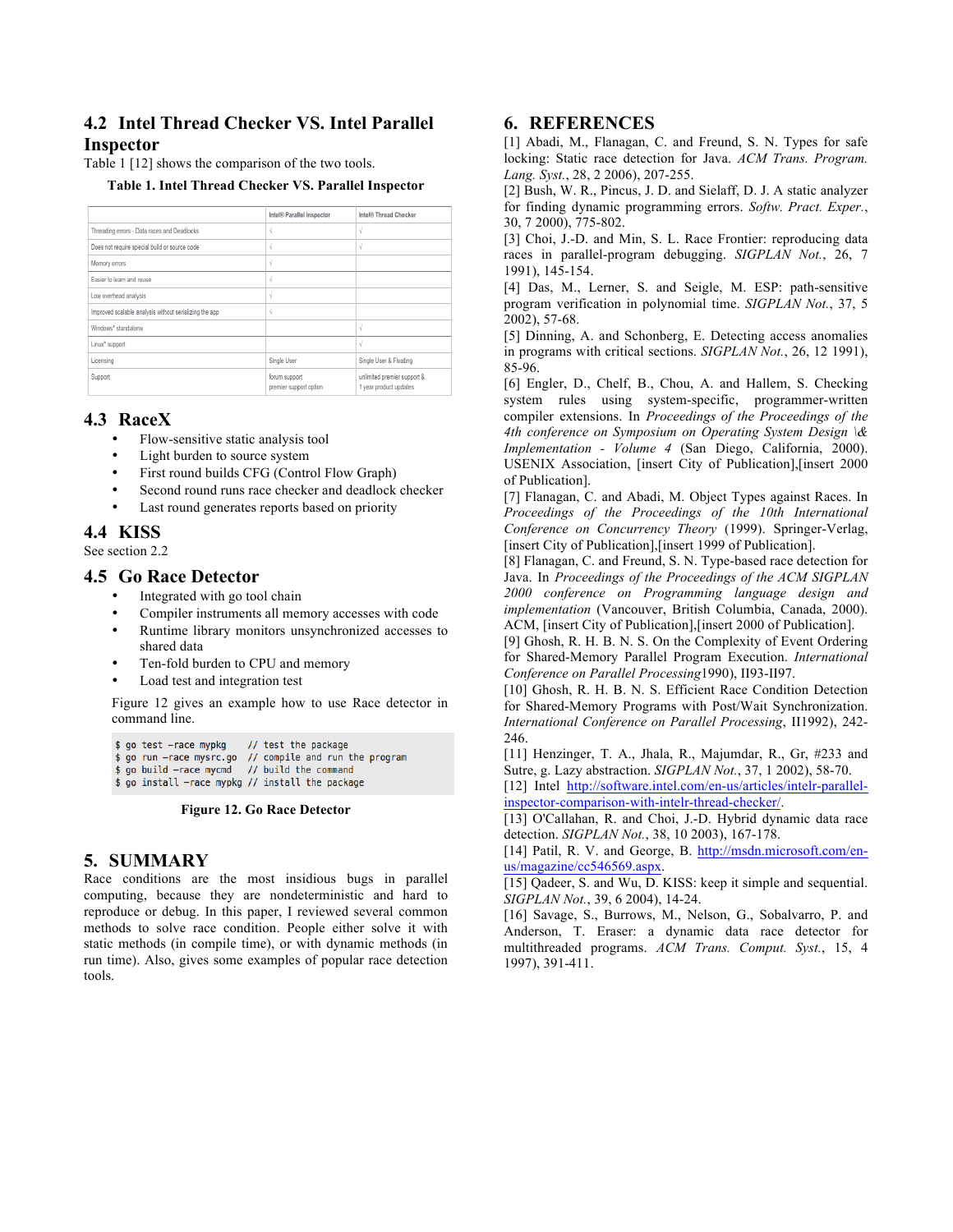## 4.2 Intel Thread Checker VS. Intel Parallel Inspector

Table 1 [12] shows the comparison of the two tools.

**Table 1. Intel Thread Checker VS. Parallel Inspector**

| | Intel® Parallel Inspector | Intel® Thread Checker |
|---|---|---|
| Threading errors - Data races and Deadlocks | √ | √ |
| Does not require special build or source code | √ | √ |
| Memory errors | √ | |
| Easier to learn and reuse | √ | |
| Low overhead analysis | √ | |
| Improved scalable analysis without serializing the app | √ | |
| Windows* standalone | | √ |
| Linux* support | | √ |
| Licensing | Single User | Single User & Floating |
| Support | forum support premier support option | unlimited premier support & 1 year product updates |

## 4.3 RaceX

- Flow-sensitive static analysis tool
- Light burden to source system
- First round builds CFG (Control Flow Graph)
- Second round runs race checker and deadlock checker
- Last round generates reports based on priority

## 4.4 KISS

See section 2.2

## 4.5 Go Race Detector

- Integrated with go tool chain
- Compiler instruments all memory accesses with code
- Runtime library monitors unsynchronized accesses to shared data
- Ten-fold burden to CPU and memory
- Load test and integration test

Figure 12 gives an example how to use Race detector in command line.

```
$ go test -race mypkg    // test the package
$ go run -race mysrc.go  // compile and run the program
$ go build -race mycmd   // build the command
$ go install -race mypkg // install the package
```

**Figure 12. Go Race Detector**

## 5. SUMMARY

Race conditions are the most insidious bugs in parallel computing, because they are nondeterministic and hard to reproduce or debug. In this paper, I reviewed several common methods to solve race condition. People either solve it with static methods (in compile time), or with dynamic methods (in run time). Also, gives some examples of popular race detection tools.

## 6. REFERENCES

[1] Abadi, M., Flanagan, C. and Freund, S. N. Types for safe locking: Static race detection for Java. *ACM Trans. Program. Lang. Syst.*, 28, 2 2006), 207-255.

[2] Bush, W. R., Pincus, J. D. and Sielaff, D. J. A static analyzer for finding dynamic programming errors. *Softw. Pract. Exper.*, 30, 7 2000), 775-802.

[3] Choi, J.-D. and Min, S. L. Race Frontier: reproducing data races in parallel-program debugging. *SIGPLAN Not.*, 26, 7 1991), 145-154.

[4] Das, M., Lerner, S. and Seigle, M. ESP: path-sensitive program verification in polynomial time. *SIGPLAN Not.*, 37, 5 2002), 57-68.

[5] Dinning, A. and Schonberg, E. Detecting access anomalies in programs with critical sections. *SIGPLAN Not.*, 26, 12 1991), 85-96.

[6] Engler, D., Chelf, B., Chou, A. and Hallem, S. Checking system rules using system-specific, programmer-written compiler extensions. In *Proceedings of the Proceedings of the 4th conference on Symposium on Operating System Design \& Implementation - Volume 4* (San Diego, California, 2000). USENIX Association, [insert City of Publication],[insert 2000 of Publication].

[7] Flanagan, C. and Abadi, M. Object Types against Races. In *Proceedings of the Proceedings of the 10th International Conference on Concurrency Theory* (1999). Springer-Verlag, [insert City of Publication],[insert 1999 of Publication].

[8] Flanagan, C. and Freund, S. N. Type-based race detection for Java. In *Proceedings of the Proceedings of the ACM SIGPLAN 2000 conference on Programming language design and implementation* (Vancouver, British Columbia, Canada, 2000). ACM, [insert City of Publication],[insert 2000 of Publication].

[9] Ghosh, R. H. B. N. S. On the Complexity of Event Ordering for Shared-Memory Parallel Program Execution. *International Conference on Parallel Processing*1990), II93-II97.

[10] Ghosh, R. H. B. N. S. Efficient Race Condition Detection for Shared-Memory Programs with Post/Wait Synchronization. *International Conference on Parallel Processing*, II1992), 242-246.

[11] Henzinger, T. A., Jhala, R., Majumdar, R., Gr, #233 and Sutre, g. Lazy abstraction. *SIGPLAN Not.*, 37, 1 2002), 58-70.

[12] Intel http://software.intel.com/en-us/articles/intelr-parallel-inspector-comparison-with-intelr-thread-checker/.

[13] O'Callahan, R. and Choi, J.-D. Hybrid dynamic data race detection. *SIGPLAN Not.*, 38, 10 2003), 167-178.

[14] Patil, R. V. and George, B. http://msdn.microsoft.com/en-us/magazine/cc546569.aspx.

[15] Qadeer, S. and Wu, D. KISS: keep it simple and sequential. *SIGPLAN Not.*, 39, 6 2004), 14-24.

[16] Savage, S., Burrows, M., Nelson, G., Sobalvarro, P. and Anderson, T. Eraser: a dynamic data race detector for multithreaded programs. *ACM Trans. Comput. Syst.*, 15, 4 1997), 391-411.